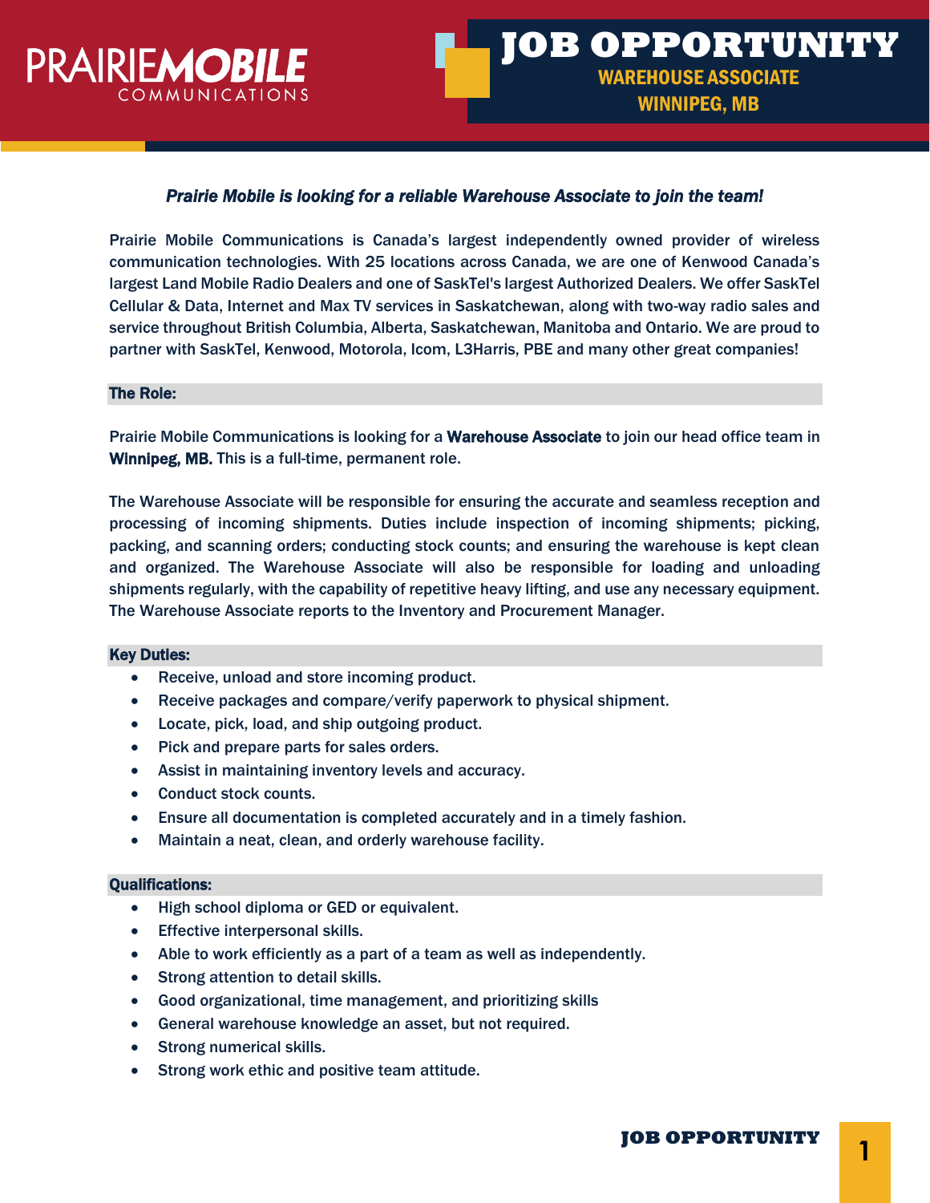# PRAIRIEMOBILE COMMUNICATIONS

# JOB OPPORTUNITY

## WAREHOUSE ASSOCIATE
## WINNIPEG, MB

***Prairie Mobile is looking for a reliable Warehouse Associate to join the team!***

Prairie Mobile Communications is Canada's largest independently owned provider of wireless communication technologies. With 25 locations across Canada, we are one of Kenwood Canada's largest Land Mobile Radio Dealers and one of SaskTel's largest Authorized Dealers. We offer SaskTel Cellular & Data, Internet and Max TV services in Saskatchewan, along with two-way radio sales and service throughout British Columbia, Alberta, Saskatchewan, Manitoba and Ontario. We are proud to partner with SaskTel, Kenwood, Motorola, Icom, L3Harris, PBE and many other great companies!

### The Role:

Prairie Mobile Communications is looking for a **Warehouse Associate** to join our head office team in **Winnipeg, MB.** This is a full-time, permanent role.

The Warehouse Associate will be responsible for ensuring the accurate and seamless reception and processing of incoming shipments. Duties include inspection of incoming shipments; picking, packing, and scanning orders; conducting stock counts; and ensuring the warehouse is kept clean and organized. The Warehouse Associate will also be responsible for loading and unloading shipments regularly, with the capability of repetitive heavy lifting, and use any necessary equipment. The Warehouse Associate reports to the Inventory and Procurement Manager.

### Key Duties:

- Receive, unload and store incoming product.
- Receive packages and compare/verify paperwork to physical shipment.
- Locate, pick, load, and ship outgoing product.
- Pick and prepare parts for sales orders.
- Assist in maintaining inventory levels and accuracy.
- Conduct stock counts.
- Ensure all documentation is completed accurately and in a timely fashion.
- Maintain a neat, clean, and orderly warehouse facility.

### Qualifications:

- High school diploma or GED or equivalent.
- Effective interpersonal skills.
- Able to work efficiently as a part of a team as well as independently.
- Strong attention to detail skills.
- Good organizational, time management, and prioritizing skills
- General warehouse knowledge an asset, but not required.
- Strong numerical skills.
- Strong work ethic and positive team attitude.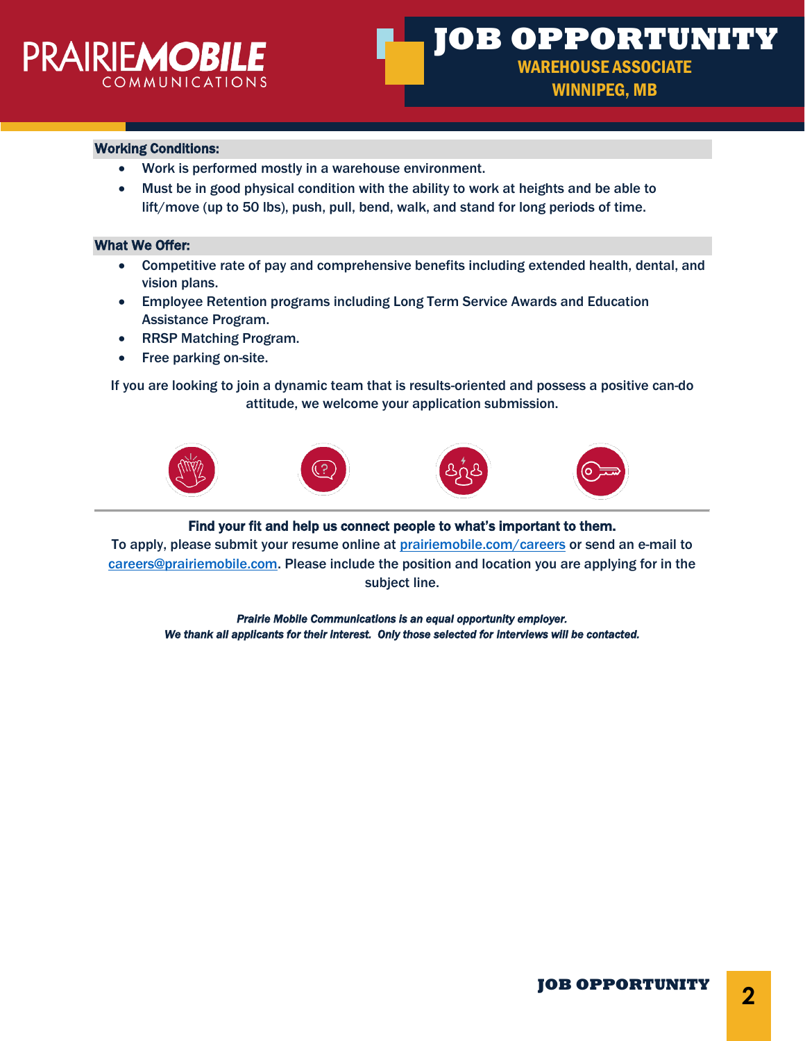# JOB OPPORTUNITY

**WAREHOUSE ASSOCIATE**

**WINNIPEG, MB**

## Working Conditions:

- Work is performed mostly in a warehouse environment.
- Must be in good physical condition with the ability to work at heights and be able to lift/move (up to 50 lbs), push, pull, bend, walk, and stand for long periods of time.

## What We Offer:

- Competitive rate of pay and comprehensive benefits including extended health, dental, and vision plans.
- Employee Retention programs including Long Term Service Awards and Education Assistance Program.
- RRSP Matching Program.
- Free parking on-site.

If you are looking to join a dynamic team that is results-oriented and possess a positive can-do attitude, we welcome your application submission.

**Find your fit and help us connect people to what's important to them.**

To apply, please submit your resume online at [prairiemobile.com/careers](prairiemobile.com/careers) or send an e-mail to [careers@prairiemobile.com](mailto:careers@prairiemobile.com). Please include the position and location you are applying for in the subject line.

***Prairie Mobile Communications is an equal opportunity employer.***

***We thank all applicants for their interest. Only those selected for interviews will be contacted.***